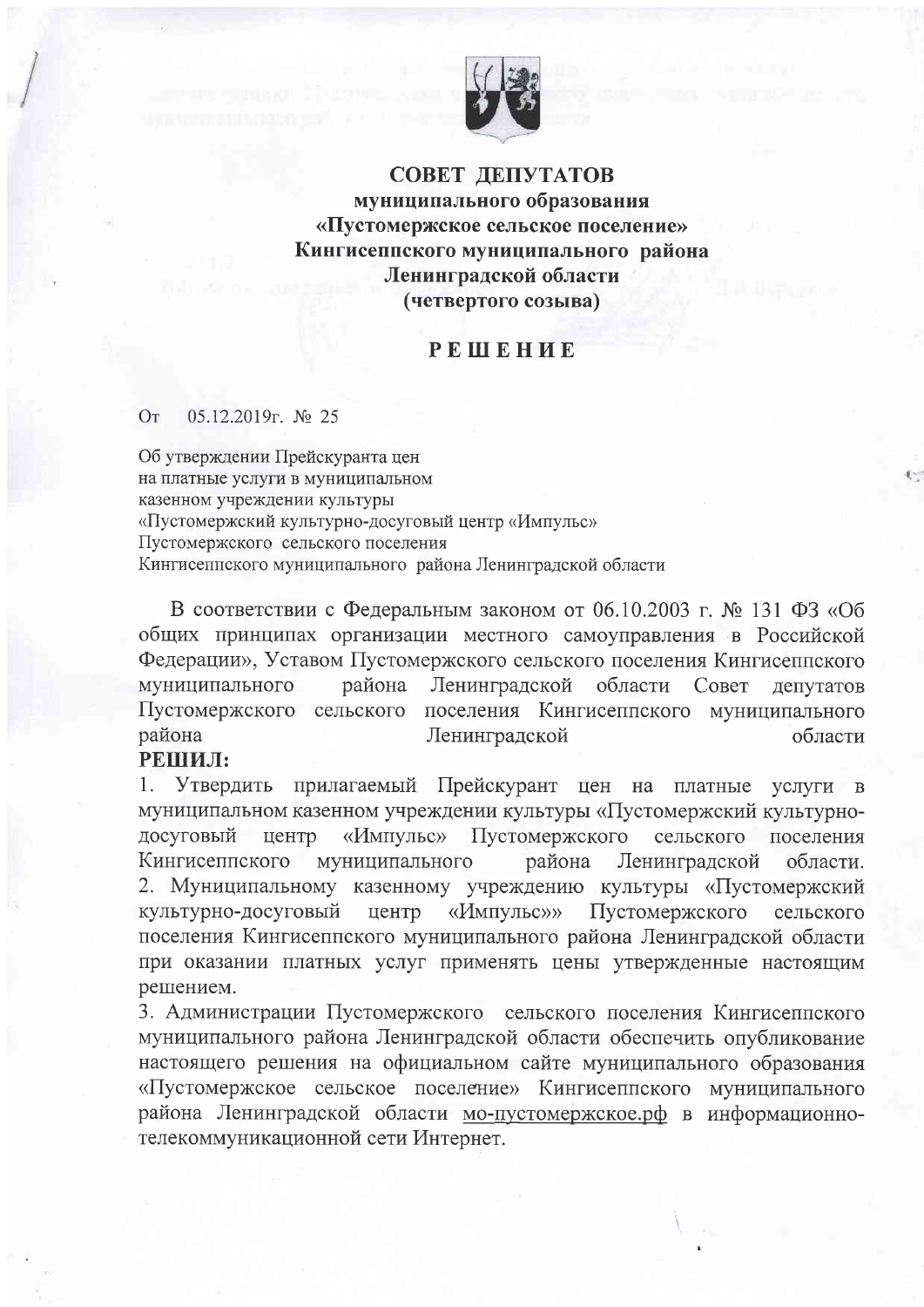**СОВЕТ ДЕПУТАТОВ**
**муниципального образования**
**«Пустомержское сельское поселение»**
**Кингисеппского муниципального района**
**Ленинградской области**
**(четвертого созыва)**

# РЕШЕНИЕ

От 05.12.2019г. № 25

Об утверждении Прейскуранта цен
на платные услуги в муниципальном
казенном учреждении культуры
«Пустомержский культурно-досуговый центр «Импульс»
Пустомержского сельского поселения
Кингисеппского муниципального района Ленинградской области

В соответствии с Федеральным законом от 06.10.2003 г. № 131 ФЗ «Об общих принципах организации местного самоуправления в Российской Федерации», Уставом Пустомержского сельского поселения Кингисеппского муниципального района Ленинградской области Совет депутатов Пустомержского сельского поселения Кингисеппского муниципального района Ленинградской области

**РЕШИЛ:**

1. Утвердить прилагаемый Прейскурант цен на платные услуги в муниципальном казенном учреждении культуры «Пустомержский культурно-досуговый центр «Импульс» Пустомержского сельского поселения Кингисеппского муниципального района Ленинградской области.
2. Муниципальному казенному учреждению культуры «Пустомержский культурно-досуговый центр «Импульс»» Пустомержского сельского поселения Кингисеппского муниципального района Ленинградской области при оказании платных услуг применять цены утвержденные настоящим решением.
3. Администрации Пустомержского сельского поселения Кингисеппского муниципального района Ленинградской области обеспечить опубликование настоящего решения на официальном сайте муниципального образования «Пустомержское сельское поселение» Кингисеппского муниципального района Ленинградской области мо-пустомержское.рф в информационно-телекоммуникационной сети Интернет.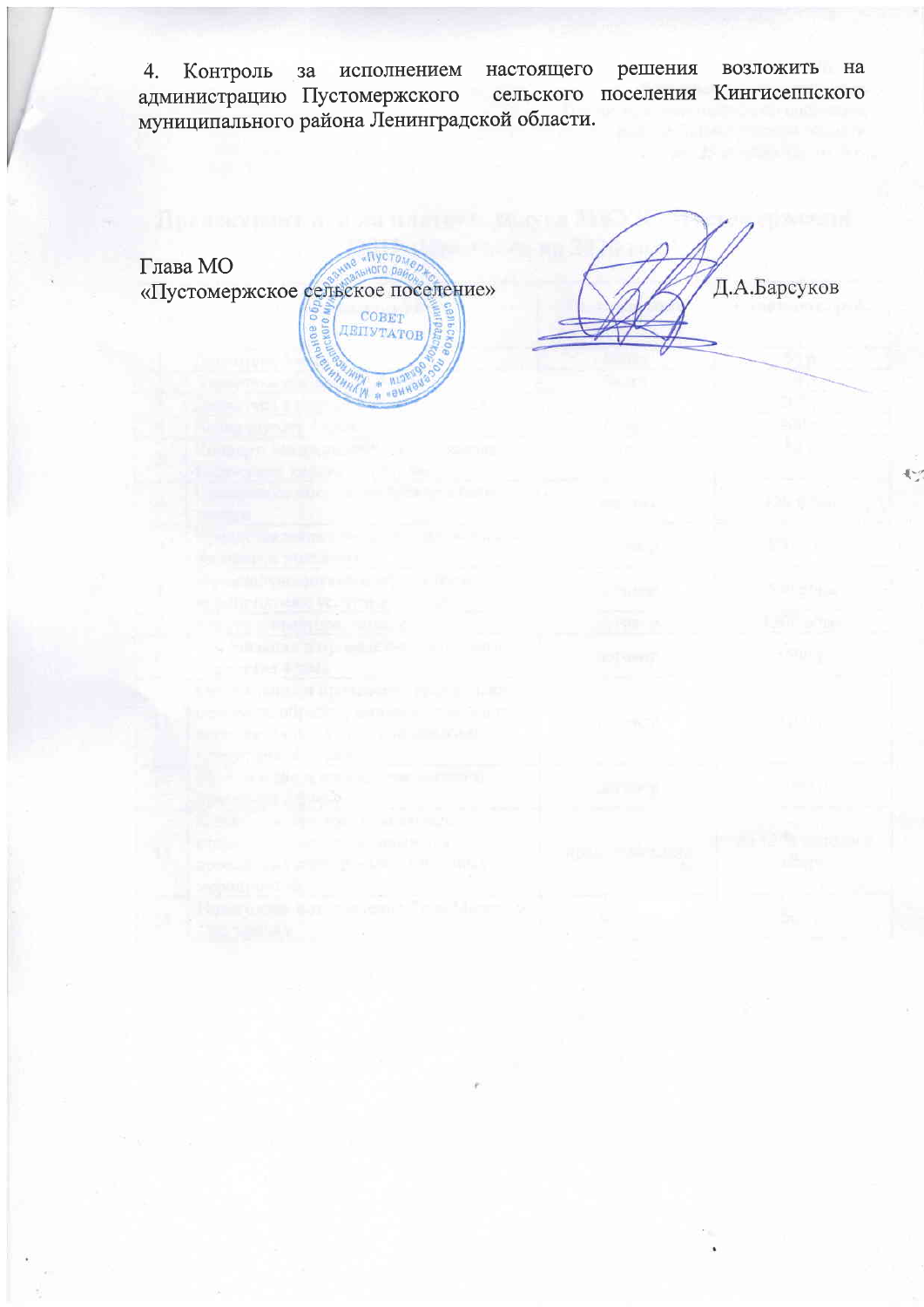4. Контроль за исполнением настоящего решения возложить на администрацию Пустомержского сельского поселения Кингисеппского муниципального района Ленинградской области.

Глава МО
«Пустомержское сельское поселение»  Д.А.Барсуков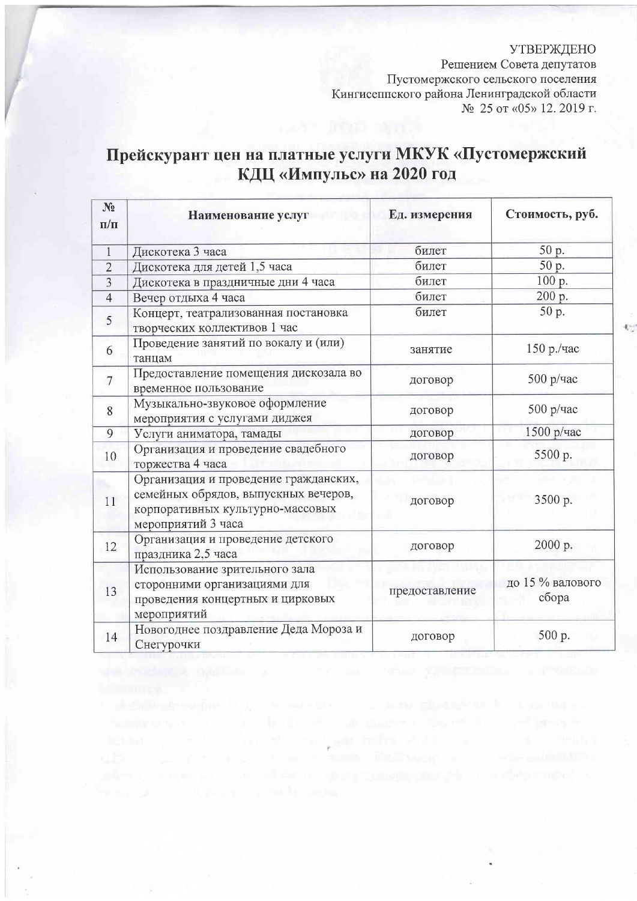УТВЕРЖДЕНО
Решением Совета депутатов
Пустомержского сельского поселения
Кингисеппского района Ленинградской области
№ 25 от «05» 12. 2019 г.

# Прейскурант цен на платные услуги МКУК «Пустомержский КДЦ «Импульс» на 2020 год

| № п/п | Наименование услуг | Ед. измерения | Стоимость, руб. |
|---|---|---|---|
| 1 | Дискотека 3 часа | билет | 50 р. |
| 2 | Дискотека для детей 1,5 часа | билет | 50 р. |
| 3 | Дискотека в праздничные дни 4 часа | билет | 100 р. |
| 4 | Вечер отдыха 4 часа | билет | 200 р. |
| 5 | Концерт, театрализованная постановка творческих коллективов 1 час | билет | 50 р. |
| 6 | Проведение занятий по вокалу и (или) танцам | занятие | 150 р./час |
| 7 | Предоставление помещения дискозала во временное пользование | договор | 500 р/час |
| 8 | Музыкально-звуковое оформление мероприятия с услугами диджея | договор | 500 р/час |
| 9 | Услуги аниматора, тамады | договор | 1500 р/час |
| 10 | Организация и проведение свадебного торжества 4 часа | договор | 5500 р. |
| 11 | Организация и проведение гражданских, семейных обрядов, выпускных вечеров, корпоративных культурно-массовых мероприятий 3 часа | договор | 3500 р. |
| 12 | Организация и проведение детского праздника 2,5 часа | договор | 2000 р. |
| 13 | Использование зрительного зала сторонними организациями для проведения концертных и цирковых мероприятий | предоставление | до 15 % валового сбора |
| 14 | Новогоднее поздравление Деда Мороза и Снегурочки | договор | 500 р. |